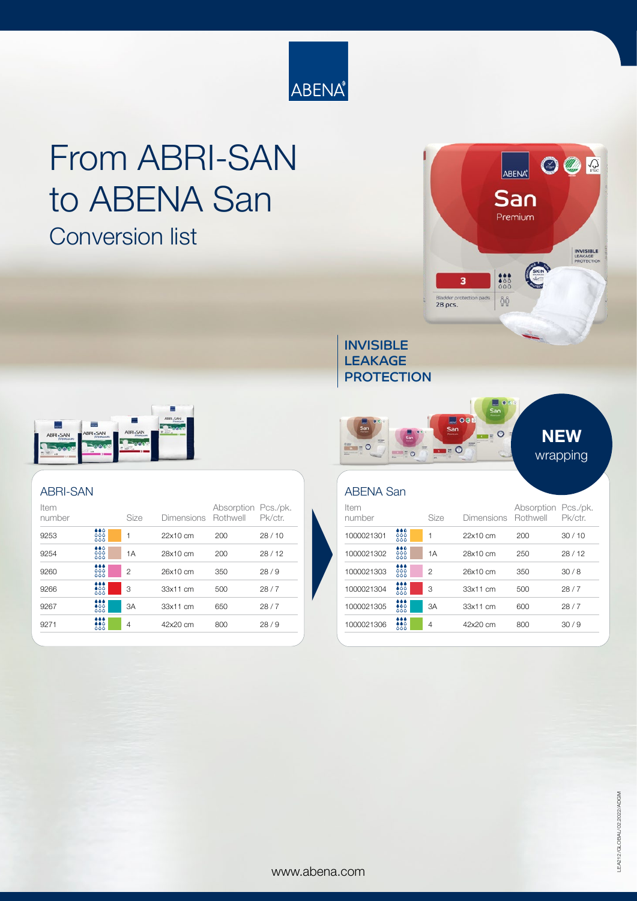# From ABRI-SAN to ABENA San

## Conversion list

**INVISIBLE LEAKAGE PROTECTION**

**NEW** wrapping

### ABRI-SAN

| Item number | Size | Dimensions | Absorption Rothwell | Pcs./pk. Pk/ctr. |
|---|---|---|---|---|
| 9253 | 1 | 22x10 cm | 200 | 28 / 10 |
| 9254 | 1A | 28x10 cm | 200 | 28 / 12 |
| 9260 | 2 | 26x10 cm | 350 | 28 / 9 |
| 9266 | 3 | 33x11 cm | 500 | 28 / 7 |
| 9267 | 3A | 33x11 cm | 650 | 28 / 7 |
| 9271 | 4 | 42x20 cm | 800 | 28 / 9 |

### ABENA San

| Item number | Size | Dimensions | Absorption Rothwell | Pcs./pk. Pk/ctr. |
|---|---|---|---|---|
| 1000021301 | 1 | 22x10 cm | 200 | 30 / 10 |
| 1000021302 | 1A | 28x10 cm | 250 | 28 / 12 |
| 1000021303 | 2 | 26x10 cm | 350 | 30 / 8 |
| 1000021304 | 3 | 33x11 cm | 500 | 28 / 7 |
| 1000021305 | 3A | 33x11 cm | 600 | 28 / 7 |
| 1000021306 | 4 | 42x20 cm | 800 | 30 / 9 |

LEA212/GLOBAL/02.2022/ADGM

www.abena.com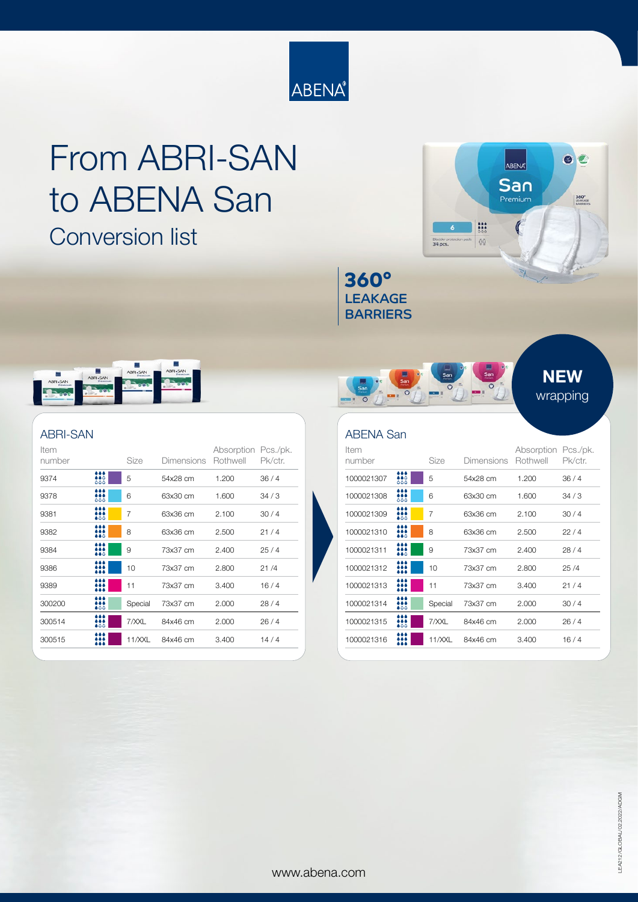ABENA

# From ABRI-SAN to ABENA San

## Conversion list

**360° LEAKAGE BARRIERS**

**NEW** wrapping

### ABRI-SAN

| Item number | Size | Dimensions | Absorption Rothwell | Pcs./pk. Pk/ctr. |
|---|---|---|---|---|
| 9374 | 5 | 54x28 cm | 1.200 | 36 / 4 |
| 9378 | 6 | 63x30 cm | 1.600 | 34 / 3 |
| 9381 | 7 | 63x36 cm | 2.100 | 30 / 4 |
| 9382 | 8 | 63x36 cm | 2.500 | 21 / 4 |
| 9384 | 9 | 73x37 cm | 2.400 | 25 / 4 |
| 9386 | 10 | 73x37 cm | 2.800 | 21 /4 |
| 9389 | 11 | 73x37 cm | 3.400 | 16 / 4 |
| 300200 | Special | 73x37 cm | 2.000 | 28 / 4 |
| 300514 | 7/XXL | 84x46 cm | 2.000 | 26 / 4 |
| 300515 | 11/XXL | 84x46 cm | 3.400 | 14 / 4 |

### ABENA San

| Item number | Size | Dimensions | Absorption Rothwell | Pcs./pk. Pk/ctr. |
|---|---|---|---|---|
| 1000021307 | 5 | 54x28 cm | 1.200 | 36 / 4 |
| 1000021308 | 6 | 63x30 cm | 1.600 | 34 / 3 |
| 1000021309 | 7 | 63x36 cm | 2.100 | 30 / 4 |
| 1000021310 | 8 | 63x36 cm | 2.500 | 22 / 4 |
| 1000021311 | 9 | 73x37 cm | 2.400 | 28 / 4 |
| 1000021312 | 10 | 73x37 cm | 2.800 | 25 /4 |
| 1000021313 | 11 | 73x37 cm | 3.400 | 21 / 4 |
| 1000021314 | Special | 73x37 cm | 2.000 | 30 / 4 |
| 1000021315 | 7/XXL | 84x46 cm | 2.000 | 26 / 4 |
| 1000021316 | 11/XXL | 84x46 cm | 3.400 | 16 / 4 |

www.abena.com

LEA212/GLOBAL/02.2022/ADGM